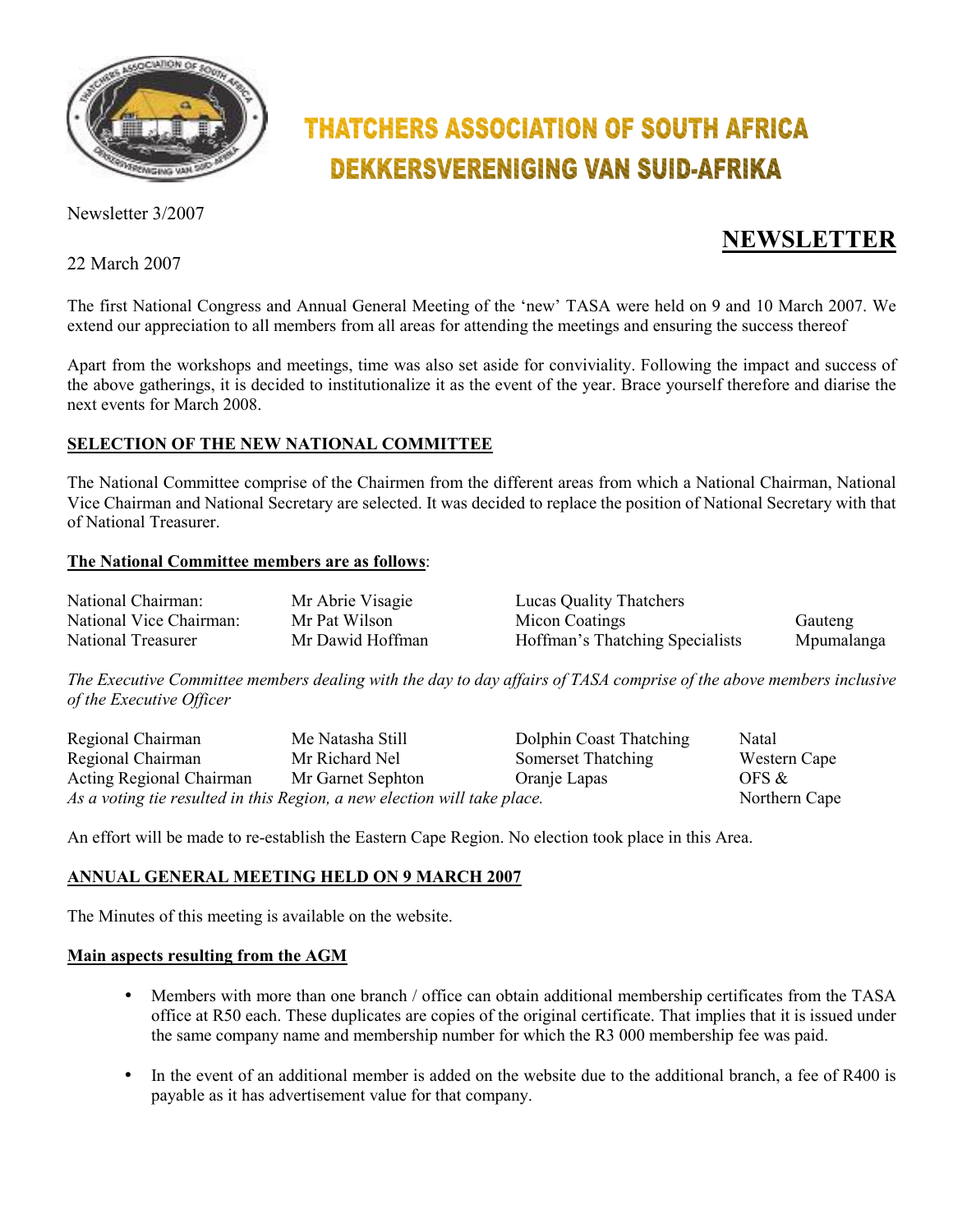# THATCHERS ASSOCIATION OF SOUTH AFRICA
# DEKKERSVERENIGING VAN SUID-AFRIKA

Newsletter 3/2007

## NEWSLETTER

22 March 2007

The first National Congress and Annual General Meeting of the 'new' TASA were held on 9 and 10 March 2007. We extend our appreciation to all members from all areas for attending the meetings and ensuring the success thereof

Apart from the workshops and meetings, time was also set aside for conviviality. Following the impact and success of the above gatherings, it is decided to institutionalize it as the event of the year. Brace yourself therefore and diarise the next events for March 2008.

### SELECTION OF THE NEW NATIONAL COMMITTEE

The National Committee comprise of the Chairmen from the different areas from which a National Chairman, National Vice Chairman and National Secretary are selected. It was decided to replace the position of National Secretary with that of National Treasurer.

**The National Committee members are as follows**:

| | | | |
|---|---|---|---|
| National Chairman: | Mr Abrie Visagie | Lucas Quality Thatchers | |
| National Vice Chairman: | Mr Pat Wilson | Micon Coatings | Gauteng |
| National Treasurer | Mr Dawid Hoffman | Hoffman's Thatching Specialists | Mpumalanga |

*The Executive Committee members dealing with the day to day affairs of TASA comprise of the above members inclusive of the Executive Officer*

| | | | |
|---|---|---|---|
| Regional Chairman | Me Natasha Still | Dolphin Coast Thatching | Natal |
| Regional Chairman | Mr Richard Nel | Somerset Thatching | Western Cape |
| Acting Regional Chairman | Mr Garnet Sephton | Oranje Lapas | OFS & Northern Cape |

*As a voting tie resulted in this Region, a new election will take place.*

An effort will be made to re-establish the Eastern Cape Region. No election took place in this Area.

### ANNUAL GENERAL MEETING HELD ON 9 MARCH 2007

The Minutes of this meeting is available on the website.

**Main aspects resulting from the AGM**

- Members with more than one branch / office can obtain additional membership certificates from the TASA office at R50 each. These duplicates are copies of the original certificate. That implies that it is issued under the same company name and membership number for which the R3 000 membership fee was paid.

- In the event of an additional member is added on the website due to the additional branch, a fee of R400 is payable as it has advertisement value for that company.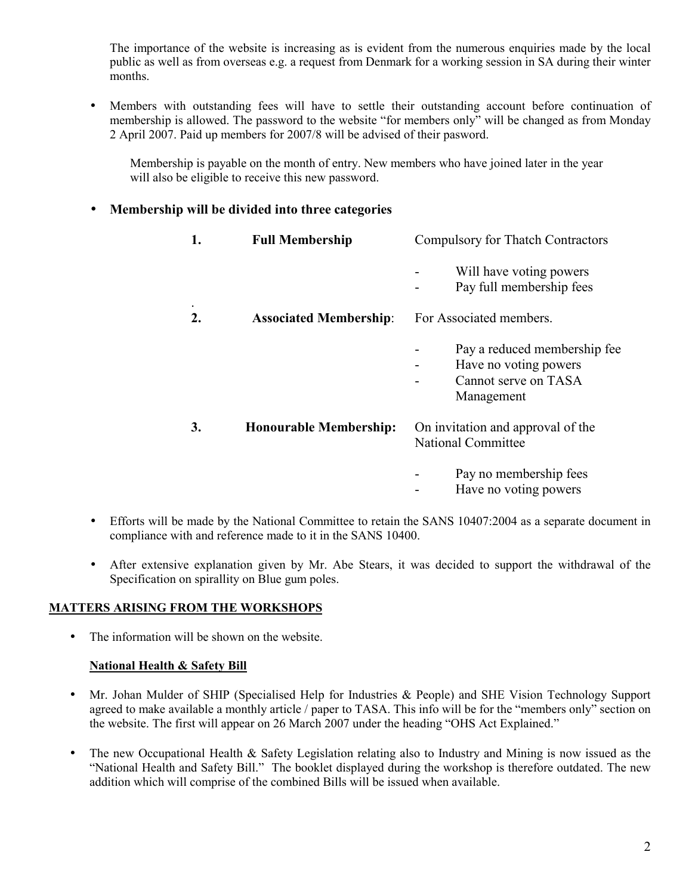The importance of the website is increasing as is evident from the numerous enquiries made by the local public as well as from overseas e.g. a request from Denmark for a working session in SA during their winter months.

- Members with outstanding fees will have to settle their outstanding account before continuation of membership is allowed. The password to the website "for members only" will be changed as from Monday 2 April 2007. Paid up members for 2007/8 will be advised of their pasword.

  Membership is payable on the month of entry. New members who have joined later in the year will also be eligible to receive this new password.

- **Membership will be divided into three categories**

  1. **Full Membership** — Compulsory for Thatch Contractors
     - Will have voting powers
     - Pay full membership fees

  2. **Associated Membership**: For Associated members.
     - Pay a reduced membership fee
     - Have no voting powers
     - Cannot serve on TASA Management

  3. **Honourable Membership:** On invitation and approval of the National Committee
     - Pay no membership fees
     - Have no voting powers

- Efforts will be made by the National Committee to retain the SANS 10407:2004 as a separate document in compliance with and reference made to it in the SANS 10400.

- After extensive explanation given by Mr. Abe Stears, it was decided to support the withdrawal of the Specification on spirallity on Blue gum poles.

## MATTERS ARISING FROM THE WORKSHOPS

- The information will be shown on the website.

### National Health & Safety Bill

- Mr. Johan Mulder of SHIP (Specialised Help for Industries & People) and SHE Vision Technology Support agreed to make available a monthly article / paper to TASA. This info will be for the "members only" section on the website. The first will appear on 26 March 2007 under the heading "OHS Act Explained."

- The new Occupational Health & Safety Legislation relating also to Industry and Mining is now issued as the "National Health and Safety Bill." The booklet displayed during the workshop is therefore outdated. The new addition which will comprise of the combined Bills will be issued when available.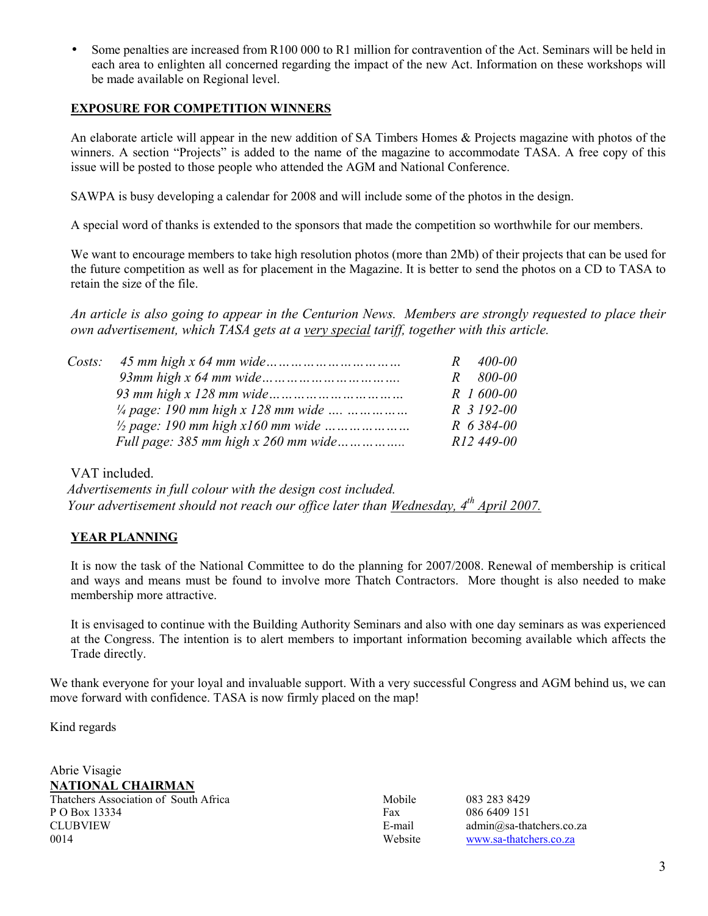- Some penalties are increased from R100 000 to R1 million for contravention of the Act. Seminars will be held in each area to enlighten all concerned regarding the impact of the new Act. Information on these workshops will be made available on Regional level.

**EXPOSURE FOR COMPETITION WINNERS**

An elaborate article will appear in the new addition of SA Timbers Homes & Projects magazine with photos of the winners. A section "Projects" is added to the name of the magazine to accommodate TASA. A free copy of this issue will be posted to those people who attended the AGM and National Conference.

SAWPA is busy developing a calendar for 2008 and will include some of the photos in the design.

A special word of thanks is extended to the sponsors that made the competition so worthwhile for our members.

We want to encourage members to take high resolution photos (more than 2Mb) of their projects that can be used for the future competition as well as for placement in the Magazine. It is better to send the photos on a CD to TASA to retain the size of the file.

*An article is also going to appear in the Centurion News. Members are strongly requested to place their own advertisement, which TASA gets at a very special tariff, together with this article.*

| | | |
|---|---|---|
| *Costs:* | *45 mm high x 64 mm wide…………………………* | *R 400-00* |
| | *93mm high x 64 mm wide………………………….* | *R 800-00* |
| | *93 mm high x 128 mm wide…………………………* | *R 1 600-00* |
| | *¼ page: 190 mm high x 128 mm wide …. ……………* | *R 3 192-00* |
| | *½ page: 190 mm high x160 mm wide ………………* | *R 6 384-00* |
| | *Full page: 385 mm high x 260 mm wide……………..* | *R12 449-00* |

VAT included.
*Advertisements in full colour with the design cost included.*
*Your advertisement should not reach our office later than Wednesday, 4th April 2007.*

**YEAR PLANNING**

It is now the task of the National Committee to do the planning for 2007/2008. Renewal of membership is critical and ways and means must be found to involve more Thatch Contractors. More thought is also needed to make membership more attractive.

It is envisaged to continue with the Building Authority Seminars and also with one day seminars as was experienced at the Congress. The intention is to alert members to important information becoming available which affects the Trade directly.

We thank everyone for your loyal and invaluable support. With a very successful Congress and AGM behind us, we can move forward with confidence. TASA is now firmly placed on the map!

Kind regards

Abrie Visagie
**NATIONAL CHAIRMAN**
Thatchers Association of South Africa
P O Box 13334
CLUBVIEW
0014

Mobile 083 283 8429
Fax 086 6409 151
E-mail admin@sa-thatchers.co.za
Website www.sa-thatchers.co.za